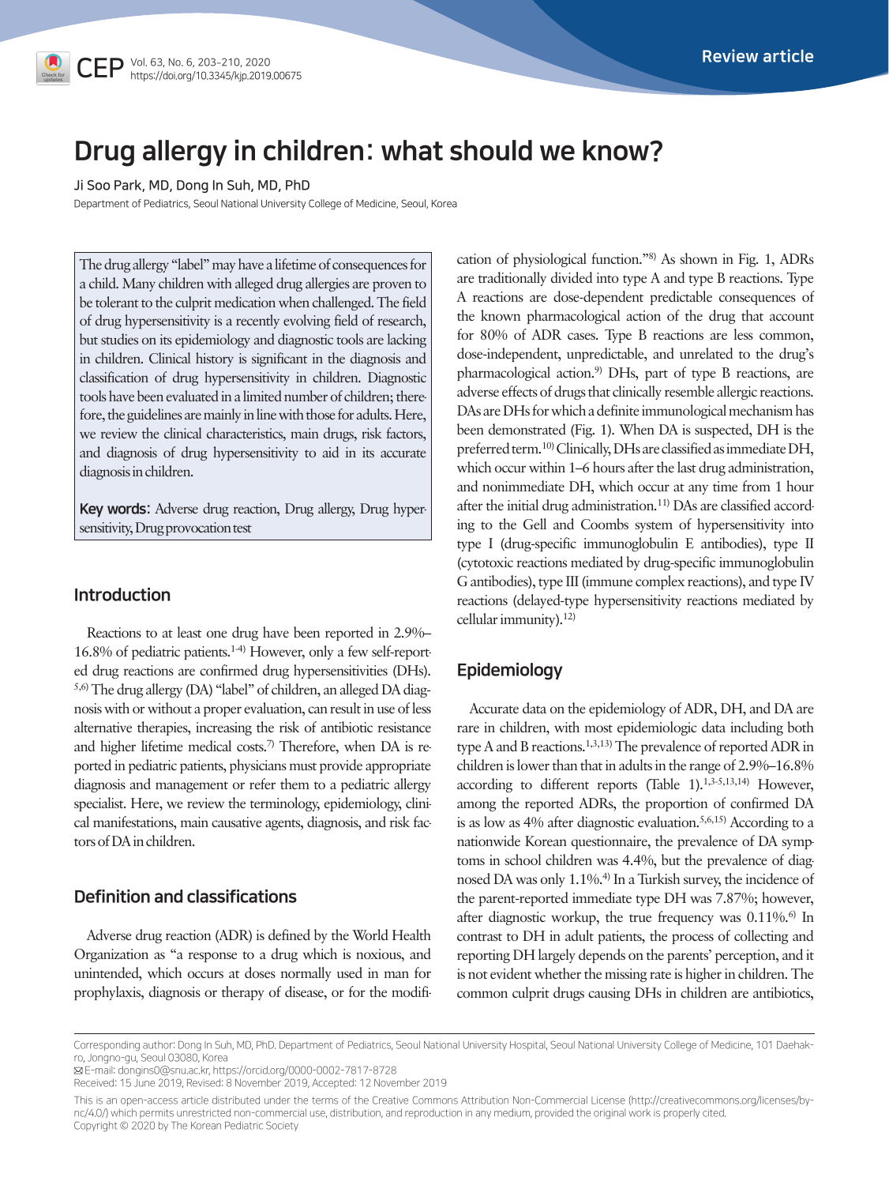Review article

# Drug allergy in children: what should we know?

Ji Soo Park, MD, Dong In Suh, MD, PhD

Department of Pediatrics, Seoul National University College of Medicine, Seoul, Korea

The drug allergy "label" may have a lifetime of consequences for a child. Many children with alleged drug allergies are proven to be tolerant to the culprit medication when challenged. The field of drug hypersensitivity is a recently evolving field of research, but studies on its epidemiology and diagnostic tools are lacking in children. Clinical history is significant in the diagnosis and classification of drug hypersensitivity in children. Diagnostic tools have been evaluated in a limited number of children; therefore, the guidelines are mainly in line with those for adults. Here, we review the clinical characteristics, main drugs, risk factors, and diagnosis of drug hypersensitivity to aid in its accurate diagnosis in children.

**Key words:** Adverse drug reaction, Drug allergy, Drug hypersensitivity, Drug provocation test

## Introduction

Reactions to at least one drug have been reported in 2.9%–16.8% of pediatric patients.[1-4] However, only a few self-reported drug reactions are confirmed drug hypersensitivities (DHs).[5,6] The drug allergy (DA) "label" of children, an alleged DA diagnosis with or without a proper evaluation, can result in use of less alternative therapies, increasing the risk of antibiotic resistance and higher lifetime medical costs.[7] Therefore, when DA is reported in pediatric patients, physicians must provide appropriate diagnosis and management or refer them to a pediatric allergy specialist. Here, we review the terminology, epidemiology, clinical manifestations, main causative agents, diagnosis, and risk factors of DA in children.

## Definition and classifications

Adverse drug reaction (ADR) is defined by the World Health Organization as "a response to a drug which is noxious, and unintended, which occurs at doses normally used in man for prophylaxis, diagnosis or therapy of disease, or for the modification of physiological function."[8] As shown in Fig. 1, ADRs are traditionally divided into type A and type B reactions. Type A reactions are dose-dependent predictable consequences of the known pharmacological action of the drug that account for 80% of ADR cases. Type B reactions are less common, dose-independent, unpredictable, and unrelated to the drug's pharmacological action.[9] DHs, part of type B reactions, are adverse effects of drugs that clinically resemble allergic reactions. DAs are DHs for which a definite immunological mechanism has been demonstrated (Fig. 1). When DA is suspected, DH is the preferred term.[10] Clinically, DHs are classified as immediate DH, which occur within 1–6 hours after the last drug administration, and nonimmediate DH, which occur at any time from 1 hour after the initial drug administration.[11] DAs are classified according to the Gell and Coombs system of hypersensitivity into type I (drug-specific immunoglobulin E antibodies), type II (cytotoxic reactions mediated by drug-specific immunoglobulin G antibodies), type III (immune complex reactions), and type IV reactions (delayed-type hypersensitivity reactions mediated by cellular immunity).[12]

## Epidemiology

Accurate data on the epidemiology of ADR, DH, and DA are rare in children, with most epidemiologic data including both type A and B reactions.[1,3,13] The prevalence of reported ADR in children is lower than that in adults in the range of 2.9%–16.8% according to different reports (Table 1).[1,3-5,13,14] However, among the reported ADRs, the proportion of confirmed DA is as low as 4% after diagnostic evaluation.[5,6,15] According to a nationwide Korean questionnaire, the prevalence of DA symptoms in school children was 4.4%, but the prevalence of diagnosed DA was only 1.1%.[4] In a Turkish survey, the incidence of the parent-reported immediate type DH was 7.87%; however, after diagnostic workup, the true frequency was 0.11%.[6] In contrast to DH in adult patients, the process of collecting and reporting DH largely depends on the parents' perception, and it is not evident whether the missing rate is higher in children. The common culprit drugs causing DHs in children are antibiotics,

Corresponding author: Dong In Suh, MD, PhD. Department of Pediatrics, Seoul National University Hospital, Seoul National University College of Medicine, 101 Daehak-ro, Jongno-gu, Seoul 03080, Korea
E-mail: dongins0@snu.ac.kr, https://orcid.org/0000-0002-7817-8728
Received: 15 June 2019, Revised: 8 November 2019, Accepted: 12 November 2019

This is an open-access article distributed under the terms of the Creative Commons Attribution Non-Commercial License (http://creativecommons.org/licenses/by-nc/4.0/) which permits unrestricted non-commercial use, distribution, and reproduction in any medium, provided the original work is properly cited.
Copyright © 2020 by The Korean Pediatric Society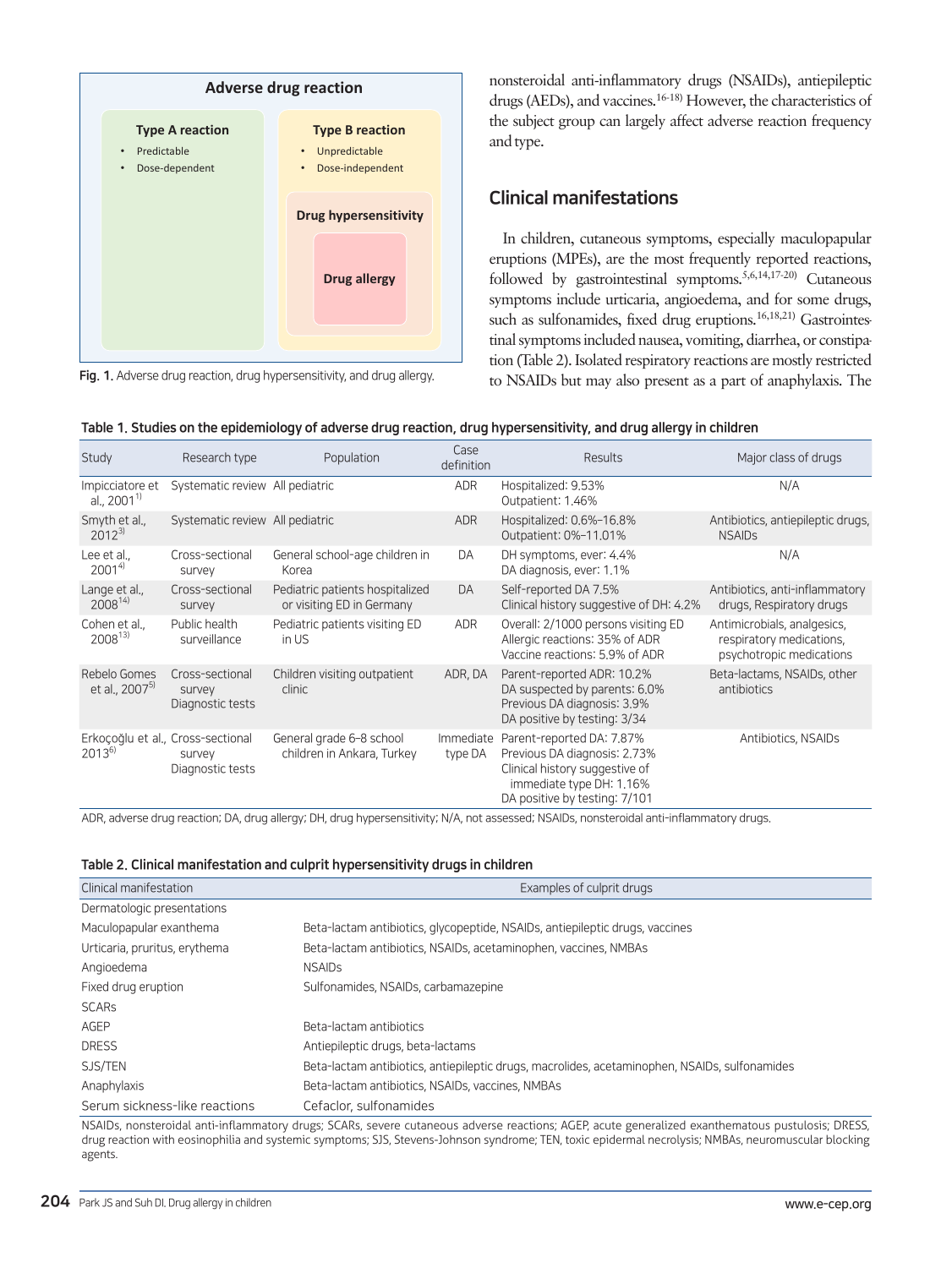Adverse drug reaction

Type A reaction
- Predictable
- Dose-dependent

Type B reaction
- Unpredictable
- Dose-independent

Drug hypersensitivity

Drug allergy

**Fig. 1.** Adverse drug reaction, drug hypersensitivity, and drug allergy.

nonsteroidal anti-inflammatory drugs (NSAIDs), antiepileptic drugs (AEDs), and vaccines.[16-18] However, the characteristics of the subject group can largely affect adverse reaction frequency and type.

## Clinical manifestations

In children, cutaneous symptoms, especially maculopapular eruptions (MPEs), are the most frequently reported reactions, followed by gastrointestinal symptoms.[5,6,14,17-20] Cutaneous symptoms include urticaria, angioedema, and for some drugs, such as sulfonamides, fixed drug eruptions.[16,18,21] Gastrointestinal symptoms included nausea, vomiting, diarrhea, or constipation (Table 2). Isolated respiratory reactions are mostly restricted to NSAIDs but may also present as a part of anaphylaxis. The

**Table 1. Studies on the epidemiology of adverse drug reaction, drug hypersensitivity, and drug allergy in children**

| Study | Research type | Population | Case definition | Results | Major class of drugs |
|---|---|---|---|---|---|
| Impicciatore et al., 2001[1] | Systematic review | All pediatric | ADR | Hospitalized: 9.53%<br>Outpatient: 1.46% | N/A |
| Smyth et al., 2012[3] | Systematic review | All pediatric | ADR | Hospitalized: 0.6%–16.8%<br>Outpatient: 0%–11.01% | Antibiotics, antiepileptic drugs, NSAIDs |
| Lee et al., 2001[4] | Cross-sectional survey | General school-age children in Korea | DA | DH symptoms, ever: 4.4%<br>DA diagnosis, ever: 1.1% | N/A |
| Lange et al., 2008[14] | Cross-sectional survey | Pediatric patients hospitalized or visiting ED in Germany | DA | Self-reported DA 7.5%<br>Clinical history suggestive of DH: 4.2% | Antibiotics, anti-inflammatory drugs, Respiratory drugs |
| Cohen et al., 2008[13] | Public health surveillance | Pediatric patients visiting ED in US | ADR | Overall: 2/1000 persons visiting ED<br>Allergic reactions: 35% of ADR<br>Vaccine reactions: 5.9% of ADR | Antimicrobials, analgesics, respiratory medications, psychotropic medications |
| Rebelo Gomes et al., 2007[5] | Cross-sectional survey<br>Diagnostic tests | Children visiting outpatient clinic | ADR, DA | Parent-reported ADR: 10.2%<br>DA suspected by parents: 6.0%<br>Previous DA diagnosis: 3.9%<br>DA positive by testing: 3/34 | Beta-lactams, NSAIDs, other antibiotics |
| Erkoçoğlu et al., 2013[6] | Cross-sectional survey<br>Diagnostic tests | General grade 6–8 school children in Ankara, Turkey | Immediate type DA | Parent-reported DA: 7.87%<br>Previous DA diagnosis: 2.73%<br>Clinical history suggestive of immediate type DH: 1.16%<br>DA positive by testing: 7/101 | Antibiotics, NSAIDs |

ADR, adverse drug reaction; DA, drug allergy; DH, drug hypersensitivity; N/A, not assessed; NSAIDs, nonsteroidal anti-inflammatory drugs.

**Table 2. Clinical manifestation and culprit hypersensitivity drugs in children**

| Clinical manifestation | Examples of culprit drugs |
|---|---|
| Dermatologic presentations | |
| Maculopapular exanthema | Beta-lactam antibiotics, glycopeptide, NSAIDs, antiepileptic drugs, vaccines |
| Urticaria, pruritus, erythema | Beta-lactam antibiotics, NSAIDs, acetaminophen, vaccines, NMBAs |
| Angioedema | NSAIDs |
| Fixed drug eruption | Sulfonamides, NSAIDs, carbamazepine |
| SCARs | |
| AGEP | Beta-lactam antibiotics |
| DRESS | Antiepileptic drugs, beta-lactams |
| SJS/TEN | Beta-lactam antibiotics, antiepileptic drugs, macrolides, acetaminophen, NSAIDs, sulfonamides |
| Anaphylaxis | Beta-lactam antibiotics, NSAIDs, vaccines, NMBAs |
| Serum sickness-like reactions | Cefaclor, sulfonamides |

NSAIDs, nonsteroidal anti-inflammatory drugs; SCARs, severe cutaneous adverse reactions; AGEP, acute generalized exanthematous pustulosis; DRESS, drug reaction with eosinophilia and systemic symptoms; SJS, Stevens-Johnson syndrome; TEN, toxic epidermal necrolysis; NMBAs, neuromuscular blocking agents.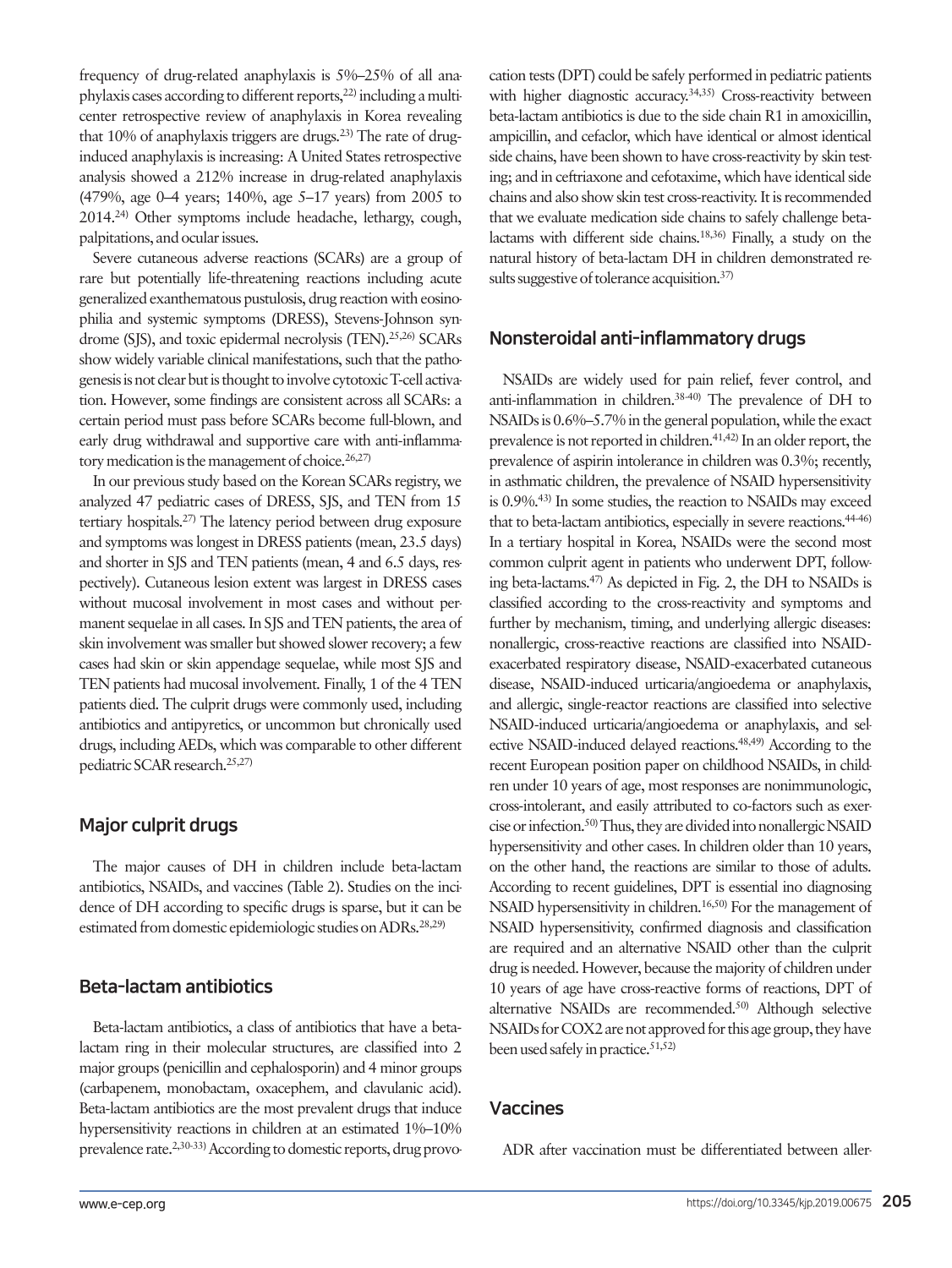frequency of drug-related anaphylaxis is 5%–25% of all anaphylaxis cases according to different reports,[22] including a multicenter retrospective review of anaphylaxis in Korea revealing that 10% of anaphylaxis triggers are drugs.[23] The rate of drug-induced anaphylaxis is increasing: A United States retrospective analysis showed a 212% increase in drug-related anaphylaxis (479%, age 0–4 years; 140%, age 5–17 years) from 2005 to 2014.[24] Other symptoms include headache, lethargy, cough, palpitations, and ocular issues.

Severe cutaneous adverse reactions (SCARs) are a group of rare but potentially life-threatening reactions including acute generalized exanthematous pustulosis, drug reaction with eosinophilia and systemic symptoms (DRESS), Stevens-Johnson syndrome (SJS), and toxic epidermal necrolysis (TEN).[25,26] SCARs show widely variable clinical manifestations, such that the pathogenesis is not clear but is thought to involve cytotoxic T-cell activation. However, some findings are consistent across all SCARs: a certain period must pass before SCARs become full-blown, and early drug withdrawal and supportive care with anti-inflammatory medication is the management of choice.[26,27]

In our previous study based on the Korean SCARs registry, we analyzed 47 pediatric cases of DRESS, SJS, and TEN from 15 tertiary hospitals.[27] The latency period between drug exposure and symptoms was longest in DRESS patients (mean, 23.5 days) and shorter in SJS and TEN patients (mean, 4 and 6.5 days, respectively). Cutaneous lesion extent was largest in DRESS cases without mucosal involvement in most cases and without permanent sequelae in all cases. In SJS and TEN patients, the area of skin involvement was smaller but showed slower recovery; a few cases had skin or skin appendage sequelae, while most SJS and TEN patients had mucosal involvement. Finally, 1 of the 4 TEN patients died. The culprit drugs were commonly used, including antibiotics and antipyretics, or uncommon but chronically used drugs, including AEDs, which was comparable to other different pediatric SCAR research.[25,27]

## Major culprit drugs

The major causes of DH in children include beta-lactam antibiotics, NSAIDs, and vaccines (Table 2). Studies on the incidence of DH according to specific drugs is sparse, but it can be estimated from domestic epidemiologic studies on ADRs.[28,29]

## Beta-lactam antibiotics

Beta-lactam antibiotics, a class of antibiotics that have a beta-lactam ring in their molecular structures, are classified into 2 major groups (penicillin and cephalosporin) and 4 minor groups (carbapenem, monobactam, oxacephem, and clavulanic acid). Beta-lactam antibiotics are the most prevalent drugs that induce hypersensitivity reactions in children at an estimated 1%–10% prevalence rate.[2,30-33] According to domestic reports, drug provocation tests (DPT) could be safely performed in pediatric patients with higher diagnostic accuracy.[34,35] Cross-reactivity between beta-lactam antibiotics is due to the side chain R1 in amoxicillin, ampicillin, and cefaclor, which have identical or almost identical side chains, have been shown to have cross-reactivity by skin testing; and in ceftriaxone and cefotaxime, which have identical side chains and also show skin test cross-reactivity. It is recommended that we evaluate medication side chains to safely challenge beta-lactams with different side chains.[18,36] Finally, a study on the natural history of beta-lactam DH in children demonstrated results suggestive of tolerance acquisition.[37]

## Nonsteroidal anti-inflammatory drugs

NSAIDs are widely used for pain relief, fever control, and anti-inflammation in children.[38-40] The prevalence of DH to NSAIDs is 0.6%–5.7% in the general population, while the exact prevalence is not reported in children.[41,42] In an older report, the prevalence of aspirin intolerance in children was 0.3%; recently, in asthmatic children, the prevalence of NSAID hypersensitivity is 0.9%.[43] In some studies, the reaction to NSAIDs may exceed that to beta-lactam antibiotics, especially in severe reactions.[44-46] In a tertiary hospital in Korea, NSAIDs were the second most common culprit agent in patients who underwent DPT, following beta-lactams.[47] As depicted in Fig. 2, the DH to NSAIDs is classified according to the cross-reactivity and symptoms and further by mechanism, timing, and underlying allergic diseases: nonallergic, cross-reactive reactions are classified into NSAID-exacerbated respiratory disease, NSAID-exacerbated cutaneous disease, NSAID-induced urticaria/angioedema or anaphylaxis, and allergic, single-reactor reactions are classified into selective NSAID-induced urticaria/angioedema or anaphylaxis, and selective NSAID-induced delayed reactions.[48,49] According to the recent European position paper on childhood NSAIDs, in children under 10 years of age, most responses are nonimmunologic, cross-intolerant, and easily attributed to co-factors such as exercise or infection.[50] Thus, they are divided into nonallergic NSAID hypersensitivity and other cases. In children older than 10 years, on the other hand, the reactions are similar to those of adults. According to recent guidelines, DPT is essential ino diagnosing NSAID hypersensitivity in children.[16,50] For the management of NSAID hypersensitivity, confirmed diagnosis and classification are required and an alternative NSAID other than the culprit drug is needed. However, because the majority of children under 10 years of age have cross-reactive forms of reactions, DPT of alternative NSAIDs are recommended.[50] Although selective NSAIDs for COX2 are not approved for this age group, they have been used safely in practice.[51,52)]

## Vaccines

ADR after vaccination must be differentiated between aller-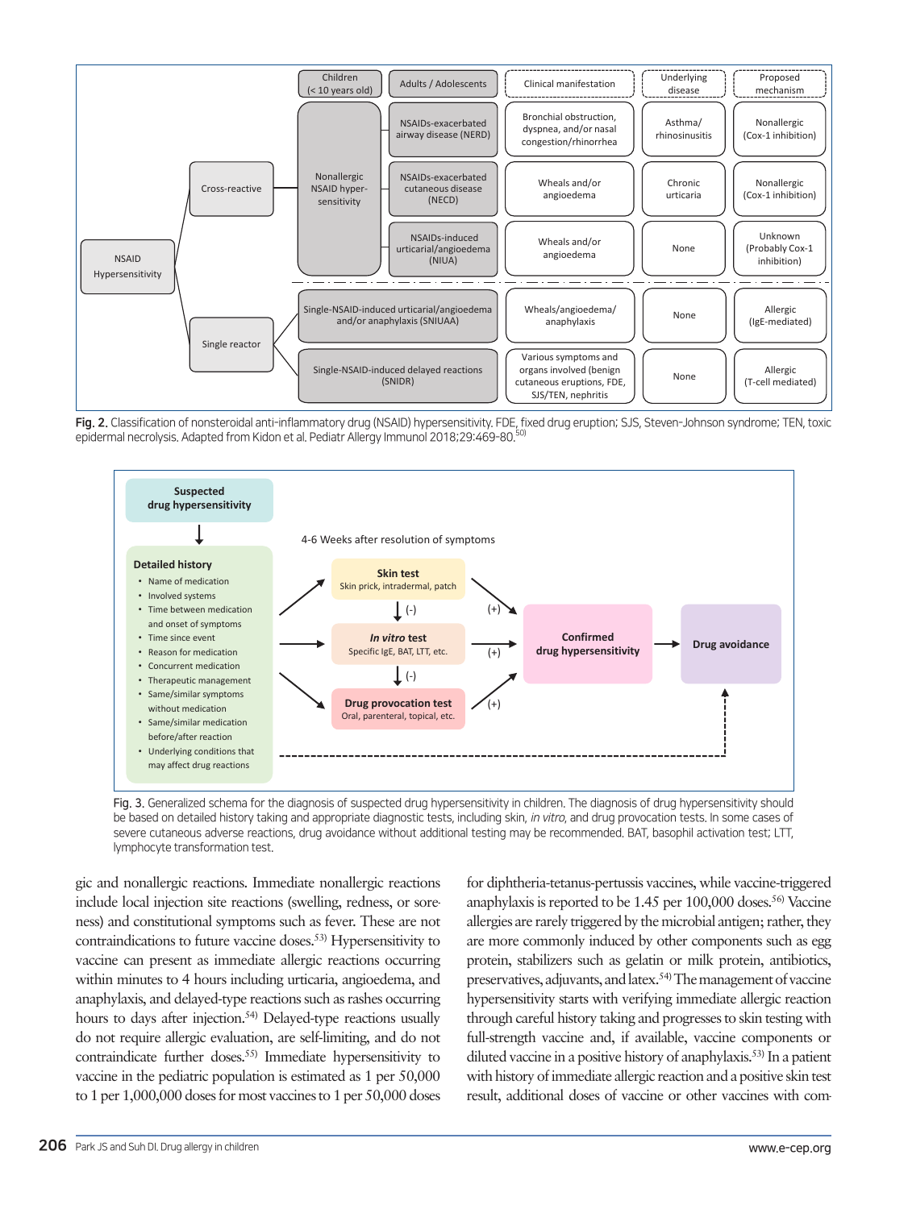Fig. 2. Classification of nonsteroidal anti-inflammatory drug (NSAID) hypersensitivity. FDE, fixed drug eruption; SJS, Steven-Johnson syndrome; TEN, toxic epidermal necrolysis. Adapted from Kidon et al. Pediatr Allergy Immunol 2018;29:469-80.[50)]

Fig. 3. Generalized schema for the diagnosis of suspected drug hypersensitivity in children. The diagnosis of drug hypersensitivity should be based on detailed history taking and appropriate diagnostic tests, including skin, *in vitro*, and drug provocation tests. In some cases of severe cutaneous adverse reactions, drug avoidance without additional testing may be recommended. BAT, basophil activation test; LTT, lymphocyte transformation test.

gic and nonallergic reactions. Immediate nonallergic reactions include local injection site reactions (swelling, redness, or soreness) and constitutional symptoms such as fever. These are not contraindications to future vaccine doses.[53)] Hypersensitivity to vaccine can present as immediate allergic reactions occurring within minutes to 4 hours including urticaria, angioedema, and anaphylaxis, and delayed-type reactions such as rashes occurring hours to days after injection.[54)] Delayed-type reactions usually do not require allergic evaluation, are self-limiting, and do not contraindicate further doses.[55)] Immediate hypersensitivity to vaccine in the pediatric population is estimated as 1 per 50,000 to 1 per 1,000,000 doses for most vaccines to 1 per 50,000 doses for diphtheria-tetanus-pertussis vaccines, while vaccine-triggered anaphylaxis is reported to be 1.45 per 100,000 doses.[56)] Vaccine allergies are rarely triggered by the microbial antigen; rather, they are more commonly induced by other components such as egg protein, stabilizers such as gelatin or milk protein, antibiotics, preservatives, adjuvants, and latex.[54)] The management of vaccine hypersensitivity starts with verifying immediate allergic reaction through careful history taking and progresses to skin testing with full-strength vaccine and, if available, vaccine components or diluted vaccine in a positive history of anaphylaxis.[53)] In a patient with history of immediate allergic reaction and a positive skin test result, additional doses of vaccine or other vaccines with com-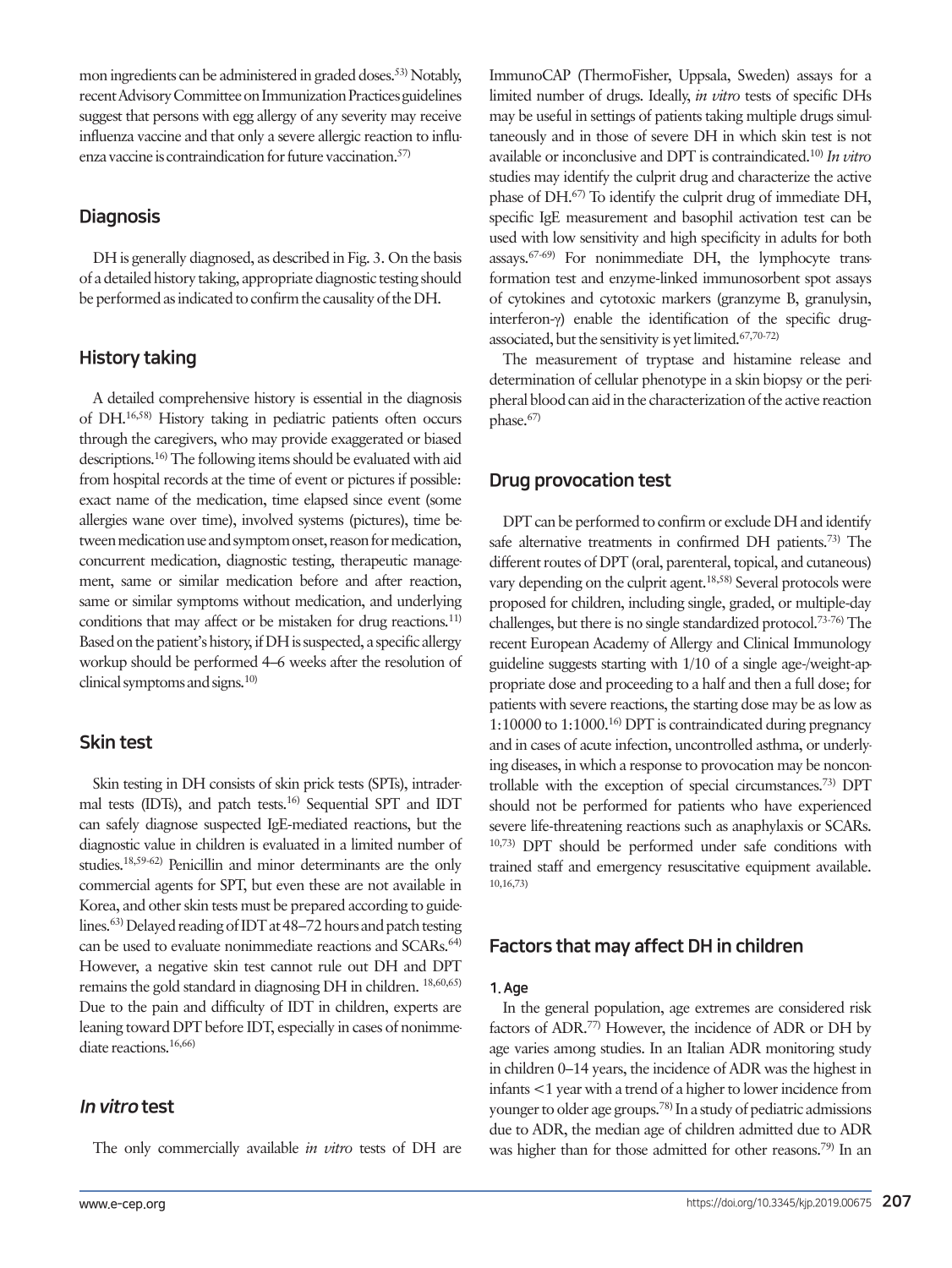mon ingredients can be administered in graded doses.[53] Notably, recent Advisory Committee on Immunization Practices guidelines suggest that persons with egg allergy of any severity may receive influenza vaccine and that only a severe allergic reaction to influenza vaccine is contraindication for future vaccination.[57]

## Diagnosis

DH is generally diagnosed, as described in Fig. 3. On the basis of a detailed history taking, appropriate diagnostic testing should be performed as indicated to confirm the causality of the DH.

## History taking

A detailed comprehensive history is essential in the diagnosis of DH.[16,58] History taking in pediatric patients often occurs through the caregivers, who may provide exaggerated or biased descriptions.[16] The following items should be evaluated with aid from hospital records at the time of event or pictures if possible: exact name of the medication, time elapsed since event (some allergies wane over time), involved systems (pictures), time between medication use and symptom onset, reason for medication, concurrent medication, diagnostic testing, therapeutic management, same or similar medication before and after reaction, same or similar symptoms without medication, and underlying conditions that may affect or be mistaken for drug reactions.[11] Based on the patient's history, if DH is suspected, a specific allergy workup should be performed 4–6 weeks after the resolution of clinical symptoms and signs.[10]

## Skin test

Skin testing in DH consists of skin prick tests (SPTs), intradermal tests (IDTs), and patch tests.[16] Sequential SPT and IDT can safely diagnose suspected IgE-mediated reactions, but the diagnostic value in children is evaluated in a limited number of studies.[18,59-62] Penicillin and minor determinants are the only commercial agents for SPT, but even these are not available in Korea, and other skin tests must be prepared according to guidelines.[63] Delayed reading of IDT at 48–72 hours and patch testing can be used to evaluate nonimmediate reactions and SCARs.[64] However, a negative skin test cannot rule out DH and DPT remains the gold standard in diagnosing DH in children.[18,60,65] Due to the pain and difficulty of IDT in children, experts are leaning toward DPT before IDT, especially in cases of nonimmediate reactions.[16,66]

## *In vitro* test

The only commercially available *in vitro* tests of DH are ImmunoCAP (ThermoFisher, Uppsala, Sweden) assays for a limited number of drugs. Ideally, *in vitro* tests of specific DHs may be useful in settings of patients taking multiple drugs simultaneously and in those of severe DH in which skin test is not available or inconclusive and DPT is contraindicated.[10] *In vitro* studies may identify the culprit drug and characterize the active phase of DH.[67] To identify the culprit drug of immediate DH, specific IgE measurement and basophil activation test can be used with low sensitivity and high specificity in adults for both assays.[67-69] For nonimmediate DH, the lymphocyte transformation test and enzyme-linked immunosorbent spot assays of cytokines and cytotoxic markers (granzyme B, granulysin, interferon-γ) enable the identification of the specific drug-associated, but the sensitivity is yet limited.[67,70-72]

The measurement of tryptase and histamine release and determination of cellular phenotype in a skin biopsy or the peripheral blood can aid in the characterization of the active reaction phase.[67]

## Drug provocation test

DPT can be performed to confirm or exclude DH and identify safe alternative treatments in confirmed DH patients.[73] The different routes of DPT (oral, parenteral, topical, and cutaneous) vary depending on the culprit agent.[18,58] Several protocols were proposed for children, including single, graded, or multiple-day challenges, but there is no single standardized protocol.[73-76] The recent European Academy of Allergy and Clinical Immunology guideline suggests starting with 1/10 of a single age-/weight-appropriate dose and proceeding to a half and then a full dose; for patients with severe reactions, the starting dose may be as low as 1:10000 to 1:1000.[16] DPT is contraindicated during pregnancy and in cases of acute infection, uncontrolled asthma, or underlying diseases, in which a response to provocation may be noncontrollable with the exception of special circumstances.[73] DPT should not be performed for patients who have experienced severe life-threatening reactions such as anaphylaxis or SCARs.[10,73] DPT should be performed under safe conditions with trained staff and emergency resuscitative equipment available.[10,16,73]

## Factors that may affect DH in children

### 1. Age

In the general population, age extremes are considered risk factors of ADR.[77] However, the incidence of ADR or DH by age varies among studies. In an Italian ADR monitoring study in children 0–14 years, the incidence of ADR was the highest in infants <1 year with a trend of a higher to lower incidence from younger to older age groups.[78] In a study of pediatric admissions due to ADR, the median age of children admitted due to ADR was higher than for those admitted for other reasons.[79] In an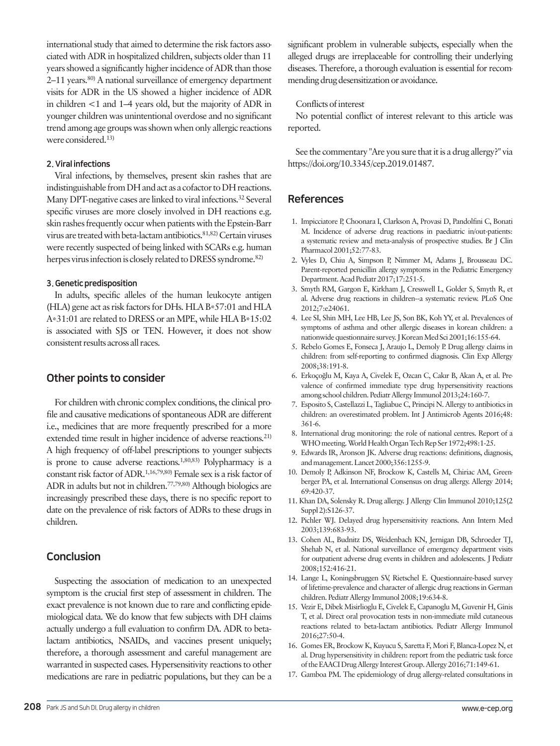international study that aimed to determine the risk factors associated with ADR in hospitalized children, subjects older than 11 years showed a significantly higher incidence of ADR than those 2–11 years.[80] A national surveillance of emergency department visits for ADR in the US showed a higher incidence of ADR in children <1 and 1–4 years old, but the majority of ADR in younger children was unintentional overdose and no significant trend among age groups was shown when only allergic reactions were considered.[13]

### 2. Viral infections

Viral infections, by themselves, present skin rashes that are indistinguishable from DH and act as a cofactor to DH reactions. Many DPT-negative cases are linked to viral infections.[32] Several specific viruses are more closely involved in DH reactions e.g. skin rashes frequently occur when patients with the Epstein-Barr virus are treated with beta-lactam antibiotics.[81,82] Certain viruses were recently suspected of being linked with SCARs e.g. human herpes virus infection is closely related to DRESS syndrome.[82]

### 3. Genetic predisposition

In adults, specific alleles of the human leukocyte antigen (HLA) gene act as risk factors for DHs. HLA B*57:01 and HLA A*31:01 are related to DRESS or an MPE, while HLA B*15:02 is associated with SJS or TEN. However, it does not show consistent results across all races.

## Other points to consider

For children with chronic complex conditions, the clinical profile and causative medications of spontaneous ADR are different i.e., medicines that are more frequently prescribed for a more extended time result in higher incidence of adverse reactions.[21] A high frequency of off-label prescriptions to younger subjects is prone to cause adverse reactions.[1,80,83] Polypharmacy is a constant risk factor of ADR.[1,16,79,80] Female sex is a risk factor of ADR in adults but not in children.[77,79,80] Although biologics are increasingly prescribed these days, there is no specific report to date on the prevalence of risk factors of ADRs to these drugs in children.

## Conclusion

Suspecting the association of medication to an unexpected symptom is the crucial first step of assessment in children. The exact prevalence is not known due to rare and conflicting epidemiological data. We do know that few subjects with DH claims actually undergo a full evaluation to confirm DA. ADR to beta-lactam antibiotics, NSAIDs, and vaccines present uniquely; therefore, a thorough assessment and careful management are warranted in suspected cases. Hypersensitivity reactions to other medications are rare in pediatric populations, but they can be a significant problem in vulnerable subjects, especially when the alleged drugs are irreplaceable for controlling their underlying diseases. Therefore, a thorough evaluation is essential for recommending drug desensitization or avoidance.

Conflicts of interest

No potential conflict of interest relevant to this article was reported.

See the commentary "Are you sure that it is a drug allergy?" via https://doi.org/10.3345/cep.2019.01487.

## References

1. Impicciatore P, Choonara I, Clarkson A, Provasi D, Pandolfini C, Bonati M. Incidence of adverse drug reactions in paediatric in/out-patients: a systematic review and meta-analysis of prospective studies. Br J Clin Pharmacol 2001;52:77-83.
2. Vyles D, Chiu A, Simpson P, Nimmer M, Adams J, Brousseau DC. Parent-reported penicillin allergy symptoms in the Pediatric Emergency Department. Acad Pediatr 2017;17:251-5.
3. Smyth RM, Gargon E, Kirkham J, Cresswell L, Golder S, Smyth R, et al. Adverse drug reactions in children--a systematic review. PLoS One 2012;7:e24061.
4. Lee SI, Shin MH, Lee HB, Lee JS, Son BK, Koh YY, et al. Prevalences of symptoms of asthma and other allergic diseases in korean children: a nationwide questionnaire survey. J Korean Med Sci 2001;16:155-64.
5. Rebelo Gomes E, Fonseca J, Araujo L, Demoly P. Drug allergy claims in children: from self-reporting to confirmed diagnosis. Clin Exp Allergy 2008;38:191-8.
6. Erkoçoğlu M, Kaya A, Civelek E, Ozcan C, Cakır B, Akan A, et al. Prevalence of confirmed immediate type drug hypersensitivity reactions among school children. Pediatr Allergy Immunol 2013;24:160-7.
7. Esposito S, Castellazzi L, Tagliabue C, Principi N. Allergy to antibiotics in children: an overestimated problem. Int J Antimicrob Agents 2016;48:361-6.
8. International drug monitoring: the role of national centres. Report of a WHO meeting. World Health Organ Tech Rep Ser 1972;498:1-25.
9. Edwards IR, Aronson JK. Adverse drug reactions: definitions, diagnosis, and management. Lancet 2000;356:1255-9.
10. Demoly P, Adkinson NF, Brockow K, Castells M, Chiriac AM, Greenberger PA, et al. International Consensus on drug allergy. Allergy 2014;69:420-37.
11. Khan DA, Solensky R. Drug allergy. J Allergy Clin Immunol 2010;125(2 Suppl 2):S126-37.
12. Pichler WJ. Delayed drug hypersensitivity reactions. Ann Intern Med 2003;139:683-93.
13. Cohen AL, Budnitz DS, Weidenbach KN, Jernigan DB, Schroeder TJ, Shehab N, et al. National surveillance of emergency department visits for outpatient adverse drug events in children and adolescents. J Pediatr 2008;152:416-21.
14. Lange L, Koningsbruggen SV, Rietschel E. Questionnaire-based survey of lifetime-prevalence and character of allergic drug reactions in German children. Pediatr Allergy Immunol 2008;19:634-8.
15. Vezir E, Dibek Misirlioglu E, Civelek E, Capanoglu M, Guvenir H, Ginis T, et al. Direct oral provocation tests in non-immediate mild cutaneous reactions related to beta-lactam antibiotics. Pediatr Allergy Immunol 2016;27:50-4.
16. Gomes ER, Brockow K, Kuyucu S, Saretta F, Mori F, Blanca-Lopez N, et al. Drug hypersensitivity in children: report from the pediatric task force of the EAACI Drug Allergy Interest Group. Allergy 2016;71:149-61.
17. Gamboa PM. The epidemiology of drug allergy-related consultations in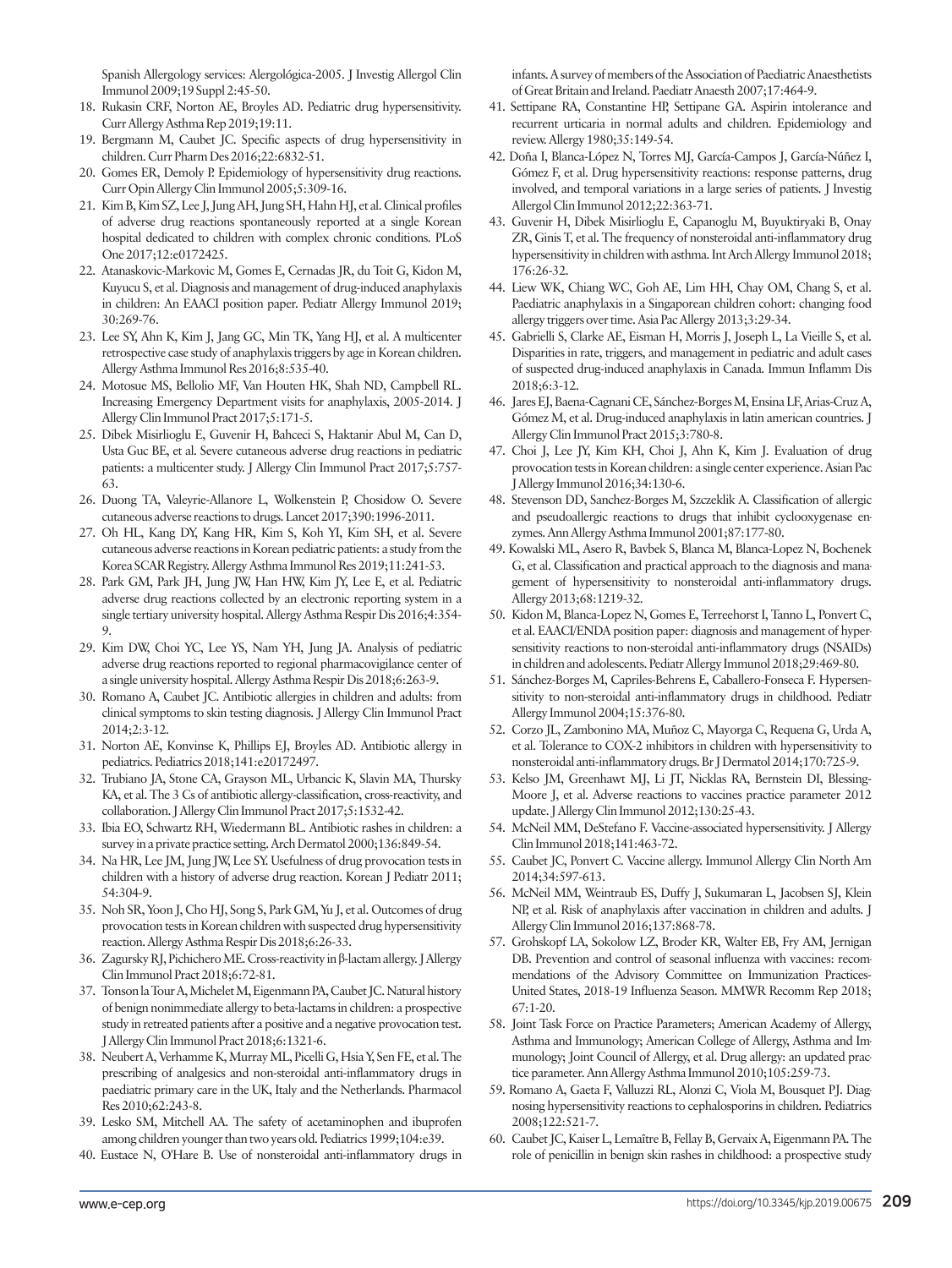Spanish Allergology services: Alergológica-2005. J Investig Allergol Clin Immunol 2009;19 Suppl 2:45-50.

18. Rukasin CRF, Norton AE, Broyles AD. Pediatric drug hypersensitivity. Curr Allergy Asthma Rep 2019;19:11.
19. Bergmann M, Caubet JC. Specific aspects of drug hypersensitivity in children. Curr Pharm Des 2016;22:6832-51.
20. Gomes ER, Demoly P. Epidemiology of hypersensitivity drug reactions. Curr Opin Allergy Clin Immunol 2005;5:309-16.
21. Kim B, Kim SZ, Lee J, Jung AH, Jung SH, Hahn HJ, et al. Clinical profiles of adverse drug reactions spontaneously reported at a single Korean hospital dedicated to children with complex chronic conditions. PLoS One 2017;12:e0172425.
22. Atanaskovic-Markovic M, Gomes E, Cernadas JR, du Toit G, Kidon M, Kuyucu S, et al. Diagnosis and management of drug-induced anaphylaxis in children: An EAACI position paper. Pediatr Allergy Immunol 2019; 30:269-76.
23. Lee SY, Ahn K, Kim J, Jang GC, Min TK, Yang HJ, et al. A multicenter retrospective case study of anaphylaxis triggers by age in Korean children. Allergy Asthma Immunol Res 2016;8:535-40.
24. Motosue MS, Bellolio MF, Van Houten HK, Shah ND, Campbell RL. Increasing Emergency Department visits for anaphylaxis, 2005-2014. J Allergy Clin Immunol Pract 2017;5:171-5.
25. Dibek Misirlioglu E, Guvenir H, Bahceci S, Haktanir Abul M, Can D, Usta Guc BE, et al. Severe cutaneous adverse drug reactions in pediatric patients: a multicenter study. J Allergy Clin Immunol Pract 2017;5:757-63.
26. Duong TA, Valeyrie-Allanore L, Wolkenstein P, Chosidow O. Severe cutaneous adverse reactions to drugs. Lancet 2017;390:1996-2011.
27. Oh HL, Kang DY, Kang HR, Kim S, Koh YI, Kim SH, et al. Severe cutaneous adverse reactions in Korean pediatric patients: a study from the Korea SCAR Registry. Allergy Asthma Immunol Res 2019;11:241-53.
28. Park GM, Park JH, Jung JW, Han HW, Kim JY, Lee E, et al. Pediatric adverse drug reactions collected by an electronic reporting system in a single tertiary university hospital. Allergy Asthma Respir Dis 2016;4:354-9.
29. Kim DW, Choi YC, Lee YS, Nam YH, Jung JA. Analysis of pediatric adverse drug reactions reported to regional pharmacovigilance center of a single university hospital. Allergy Asthma Respir Dis 2018;6:263-9.
30. Romano A, Caubet JC. Antibiotic allergies in children and adults: from clinical symptoms to skin testing diagnosis. J Allergy Clin Immunol Pract 2014;2:3-12.
31. Norton AE, Konvinse K, Phillips EJ, Broyles AD. Antibiotic allergy in pediatrics. Pediatrics 2018;141:e20172497.
32. Trubiano JA, Stone CA, Grayson ML, Urbancic K, Slavin MA, Thursky KA, et al. The 3 Cs of antibiotic allergy-classification, cross-reactivity, and collaboration. J Allergy Clin Immunol Pract 2017;5:1532-42.
33. Ibia EO, Schwartz RH, Wiedermann BL. Antibiotic rashes in children: a survey in a private practice setting. Arch Dermatol 2000;136:849-54.
34. Na HR, Lee JM, Jung JW, Lee SY. Usefulness of drug provocation tests in children with a history of adverse drug reaction. Korean J Pediatr 2011; 54:304-9.
35. Noh SR, Yoon J, Cho HJ, Song S, Park GM, Yu J, et al. Outcomes of drug provocation tests in Korean children with suspected drug hypersensitivity reaction. Allergy Asthma Respir Dis 2018;6:26-33.
36. Zagursky RJ, Pichichero ME. Cross-reactivity in β-lactam allergy. J Allergy Clin Immunol Pract 2018;6:72-81.
37. Tonson la Tour A, Michelet M, Eigenmann PA, Caubet JC. Natural history of benign nonimmediate allergy to beta-lactams in children: a prospective study in retreated patients after a positive and a negative provocation test. J Allergy Clin Immunol Pract 2018;6:1321-6.
38. Neubert A, Verhamme K, Murray ML, Picelli G, Hsia Y, Sen FE, et al. The prescribing of analgesics and non-steroidal anti-inflammatory drugs in paediatric primary care in the UK, Italy and the Netherlands. Pharmacol Res 2010;62:243-8.
39. Lesko SM, Mitchell AA. The safety of acetaminophen and ibuprofen among children younger than two years old. Pediatrics 1999;104:e39.
40. Eustace N, O'Hare B. Use of nonsteroidal anti-inflammatory drugs in infants. A survey of members of the Association of Paediatric Anaesthetists of Great Britain and Ireland. Paediatr Anaesth 2007;17:464-9.
41. Settipane RA, Constantine HP, Settipane GA. Aspirin intolerance and recurrent urticaria in normal adults and children. Epidemiology and review. Allergy 1980;35:149-54.
42. Doña I, Blanca-López N, Torres MJ, García-Campos J, García-Núñez I, Gómez F, et al. Drug hypersensitivity reactions: response patterns, drug involved, and temporal variations in a large series of patients. J Investig Allergol Clin Immunol 2012;22:363-71.
43. Guvenir H, Dibek Misirlioglu E, Capanoglu M, Buyuktiryaki B, Onay ZR, Ginis T, et al. The frequency of nonsteroidal anti-inflammatory drug hypersensitivity in children with asthma. Int Arch Allergy Immunol 2018; 176:26-32.
44. Liew WK, Chiang WC, Goh AE, Lim HH, Chay OM, Chang S, et al. Paediatric anaphylaxis in a Singaporean children cohort: changing food allergy triggers over time. Asia Pac Allergy 2013;3:29-34.
45. Gabrielli S, Clarke AE, Eisman H, Morris J, Joseph L, La Vieille S, et al. Disparities in rate, triggers, and management in pediatric and adult cases of suspected drug-induced anaphylaxis in Canada. Immun Inflamm Dis 2018;6:3-12.
46. Jares EJ, Baena-Cagnani CE, Sánchez-Borges M, Ensina LF, Arias-Cruz A, Gómez M, et al. Drug-induced anaphylaxis in latin american countries. J Allergy Clin Immunol Pract 2015;3:780-8.
47. Choi J, Lee JY, Kim KH, Choi J, Ahn K, Kim J. Evaluation of drug provocation tests in Korean children: a single center experience. Asian Pac J Allergy Immunol 2016;34:130-6.
48. Stevenson DD, Sanchez-Borges M, Szczeklik A. Classification of allergic and pseudoallergic reactions to drugs that inhibit cyclooxygenase enzymes. Ann Allergy Asthma Immunol 2001;87:177-80.
49. Kowalski ML, Asero R, Bavbek S, Blanca M, Blanca-Lopez N, Bochenek G, et al. Classification and practical approach to the diagnosis and management of hypersensitivity to nonsteroidal anti-inflammatory drugs. Allergy 2013;68:1219-32.
50. Kidon M, Blanca-Lopez N, Gomes E, Terreehorst I, Tanno L, Ponvert C, et al. EAACI/ENDA position paper: diagnosis and management of hypersensitivity reactions to non-steroidal anti-inflammatory drugs (NSAIDs) in children and adolescents. Pediatr Allergy Immunol 2018;29:469-80.
51. Sánchez-Borges M, Capriles-Behrens E, Caballero-Fonseca F. Hypersensitivity to non-steroidal anti-inflammatory drugs in childhood. Pediatr Allergy Immunol 2004;15:376-80.
52. Corzo JL, Zambonino MA, Muñoz C, Mayorga C, Requena G, Urda A, et al. Tolerance to COX-2 inhibitors in children with hypersensitivity to nonsteroidal anti-inflammatory drugs. Br J Dermatol 2014;170:725-9.
53. Kelso JM, Greenhawt MJ, Li JT, Nicklas RA, Bernstein DI, Blessing-Moore J, et al. Adverse reactions to vaccines practice parameter 2012 update. J Allergy Clin Immunol 2012;130:25-43.
54. McNeil MM, DeStefano F. Vaccine-associated hypersensitivity. J Allergy Clin Immunol 2018;141:463-72.
55. Caubet JC, Ponvert C. Vaccine allergy. Immunol Allergy Clin North Am 2014;34:597-613.
56. McNeil MM, Weintraub ES, Duffy J, Sukumaran L, Jacobsen SJ, Klein NP, et al. Risk of anaphylaxis after vaccination in children and adults. J Allergy Clin Immunol 2016;137:868-78.
57. Grohskopf LA, Sokolow LZ, Broder KR, Walter EB, Fry AM, Jernigan DB. Prevention and control of seasonal influenza with vaccines: recommendations of the Advisory Committee on Immunization Practices-United States, 2018-19 Influenza Season. MMWR Recomm Rep 2018; 67:1-20.
58. Joint Task Force on Practice Parameters; American Academy of Allergy, Asthma and Immunology; American College of Allergy, Asthma and Immunology; Joint Council of Allergy, et al. Drug allergy: an updated practice parameter. Ann Allergy Asthma Immunol 2010;105:259-73.
59. Romano A, Gaeta F, Valluzzi RL, Alonzi C, Viola M, Bousquet PJ. Diagnosing hypersensitivity reactions to cephalosporins in children. Pediatrics 2008;122:521-7.
60. Caubet JC, Kaiser L, Lemaître B, Fellay B, Gervaix A, Eigenmann PA. The role of penicillin in benign skin rashes in childhood: a prospective study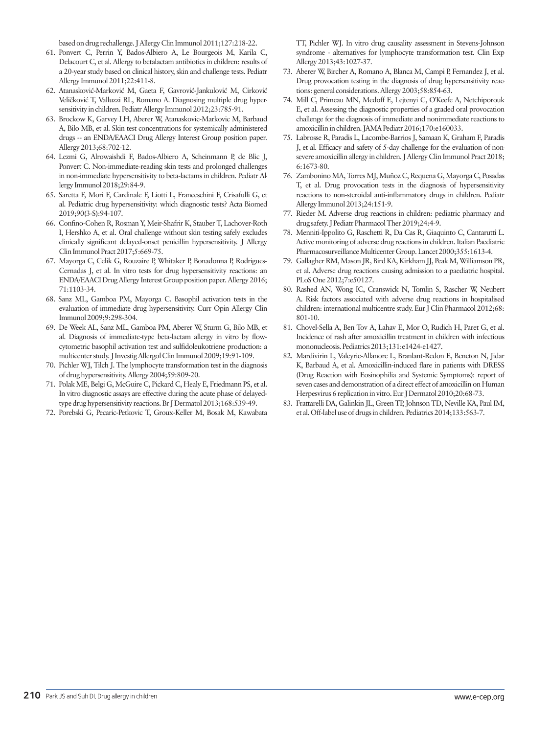based on drug rechallenge. J Allergy Clin Immunol 2011;127:218-22.

61. Ponvert C, Perrin Y, Bados-Albiero A, Le Bourgeois M, Karila C, Delacourt C, et al. Allergy to betalactam antibiotics in children: results of a 20-year study based on clinical history, skin and challenge tests. Pediatr Allergy Immunol 2011;22:411-8.
62. Atanasković-Marković M, Gaeta F, Gavrović-Jankulović M, Cirković Veličković T, Valluzzi RL, Romano A. Diagnosing multiple drug hypersensitivity in children. Pediatr Allergy Immunol 2012;23:785-91.
63. Brockow K, Garvey LH, Aberer W, Atanaskovic-Markovic M, Barbaud A, Bilo MB, et al. Skin test concentrations for systemically administered drugs -- an ENDA/EAACI Drug Allergy Interest Group position paper. Allergy 2013;68:702-12.
64. Lezmi G, Alrowaishdi F, Bados-Albiero A, Scheinmann P, de Blic J, Ponvert C. Non-immediate-reading skin tests and prolonged challenges in non-immediate hypersensitivity to beta-lactams in children. Pediatr Allergy Immunol 2018;29:84-9.
65. Saretta F, Mori F, Cardinale F, Liotti L, Franceschini F, Crisafulli G, et al. Pediatric drug hypersensitivity: which diagnostic tests? Acta Biomed 2019;90(3-S):94-107.
66. Confino-Cohen R, Rosman Y, Meir-Shafrir K, Stauber T, Lachover-Roth I, Hershko A, et al. Oral challenge without skin testing safely excludes clinically significant delayed-onset penicillin hypersensitivity. J Allergy Clin Immunol Pract 2017;5:669-75.
67. Mayorga C, Celik G, Rouzaire P, Whitaker P, Bonadonna P, Rodrigues-Cernadas J, et al. In vitro tests for drug hypersensitivity reactions: an ENDA/EAACI Drug Allergy Interest Group position paper. Allergy 2016;71:1103-34.
68. Sanz ML, Gamboa PM, Mayorga C. Basophil activation tests in the evaluation of immediate drug hypersensitivity. Curr Opin Allergy Clin Immunol 2009;9:298-304.
69. De Week AL, Sanz ML, Gamboa PM, Aberer W, Sturm G, Bilo MB, et al. Diagnosis of immediate-type beta-lactam allergy in vitro by flow-cytometric basophil activation test and sulfidoleukotriene production: a multicenter study. J Investig Allergol Clin Immunol 2009;19:91-109.
70. Pichler WJ, Tilch J. The lymphocyte transformation test in the diagnosis of drug hypersensitivity. Allergy 2004;59:809-20.
71. Polak ME, Belgi G, McGuire C, Pickard C, Healy E, Friedmann PS, et al. In vitro diagnostic assays are effective during the acute phase of delayed-type drug hypersensitivity reactions. Br J Dermatol 2013;168:539-49.
72. Porebski G, Pecaric-Petkovic T, Groux-Keller M, Bosak M, Kawabata TT, Pichler WJ. In vitro drug causality assessment in Stevens-Johnson syndrome - alternatives for lymphocyte transformation test. Clin Exp Allergy 2013;43:1027-37.
73. Aberer W, Bircher A, Romano A, Blanca M, Campi P, Fernandez J, et al. Drug provocation testing in the diagnosis of drug hypersensitivity reactions: general considerations. Allergy 2003;58:854-63.
74. Mill C, Primeau MN, Medoff E, Lejtenyi C, O'Keefe A, Netchiporouk E, et al. Assessing the diagnostic properties of a graded oral provocation challenge for the diagnosis of immediate and nonimmediate reactions to amoxicillin in children. JAMA Pediatr 2016;170:e160033.
75. Labrosse R, Paradis L, Lacombe-Barrios J, Samaan K, Graham F, Paradis J, et al. Efficacy and safety of 5-day challenge for the evaluation of non-severe amoxicillin allergy in children. J Allergy Clin Immunol Pract 2018;6:1673-80.
76. Zambonino MA, Torres MJ, Muñoz C, Requena G, Mayorga C, Posadas T, et al. Drug provocation tests in the diagnosis of hypersensitivity reactions to non-steroidal anti-inflammatory drugs in children. Pediatr Allergy Immunol 2013;24:151-9.
77. Rieder M. Adverse drug reactions in children: pediatric pharmacy and drug safety. J Pediatr Pharmacol Ther 2019;24:4-9.
78. Menniti-Ippolito G, Raschetti R, Da Cas R, Giaquinto C, Cantarutti L. Active monitoring of adverse drug reactions in children. Italian Paediatric Pharmacosurveillance Multicenter Group. Lancet 2000;355:1613-4.
79. Gallagher RM, Mason JR, Bird KA, Kirkham JJ, Peak M, Williamson PR, et al. Adverse drug reactions causing admission to a paediatric hospital. PLoS One 2012;7:e50127.
80. Rashed AN, Wong IC, Cranswick N, Tomlin S, Rascher W, Neubert A. Risk factors associated with adverse drug reactions in hospitalised children: international multicentre study. Eur J Clin Pharmacol 2012;68:801-10.
81. Chovel-Sella A, Ben Tov A, Lahav E, Mor O, Rudich H, Paret G, et al. Incidence of rash after amoxicillin treatment in children with infectious mononucleosis. Pediatrics 2013;131:e1424-e1427.
82. Mardivirin L, Valeyrie-Allanore L, Branlant-Redon E, Beneton N, Jidar K, Barbaud A, et al. Amoxicillin-induced flare in patients with DRESS (Drug Reaction with Eosinophilia and Systemic Symptoms): report of seven cases and demonstration of a direct effect of amoxicillin on Human Herpesvirus 6 replication in vitro. Eur J Dermatol 2010;20:68-73.
83. Frattarelli DA, Galinkin JL, Green TP, Johnson TD, Neville KA, Paul IM, et al. Off-label use of drugs in children. Pediatrics 2014;133:563-7.